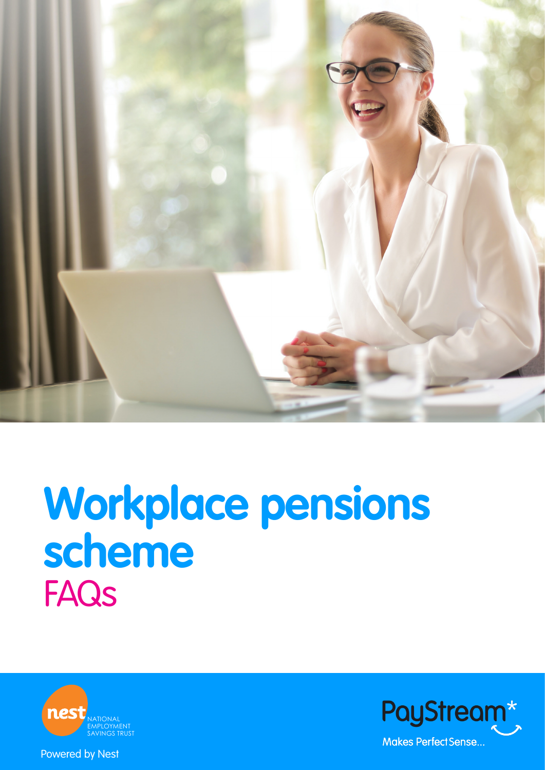# Workplace pensions scheme

## FAQs

nest NATIONAL EMPLOYMENT SAVINGS TRUST

Powered by Nest

PayStream*

Makes Perfect Sense...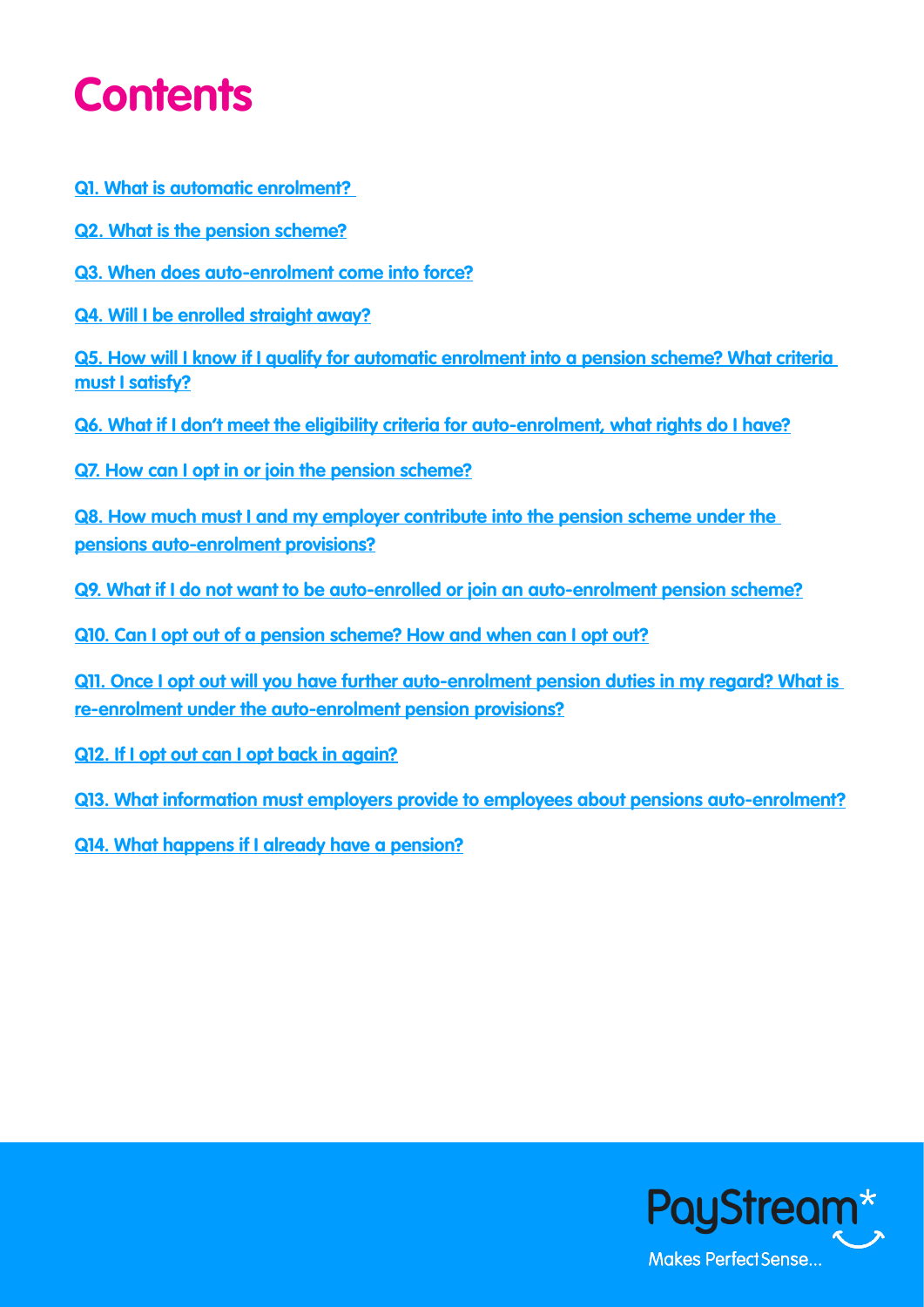# Contents

Q1. What is automatic enrolment?

Q2. What is the pension scheme?

Q3. When does auto-enrolment come into force?

Q4. Will I be enrolled straight away?

Q5. How will I know if I qualify for automatic enrolment into a pension scheme? What criteria must I satisfy?

Q6. What if I don't meet the eligibility criteria for auto-enrolment, what rights do I have?

Q7. How can I opt in or join the pension scheme?

Q8. How much must I and my employer contribute into the pension scheme under the pensions auto-enrolment provisions?

Q9. What if I do not want to be auto-enrolled or join an auto-enrolment pension scheme?

Q10. Can I opt out of a pension scheme? How and when can I opt out?

Q11. Once I opt out will you have further auto-enrolment pension duties in my regard? What is re-enrolment under the auto-enrolment pension provisions?

Q12. If I opt out can I opt back in again?

Q13. What information must employers provide to employees about pensions auto-enrolment?

Q14. What happens if I already have a pension?

PayStream*

Makes Perfect Sense...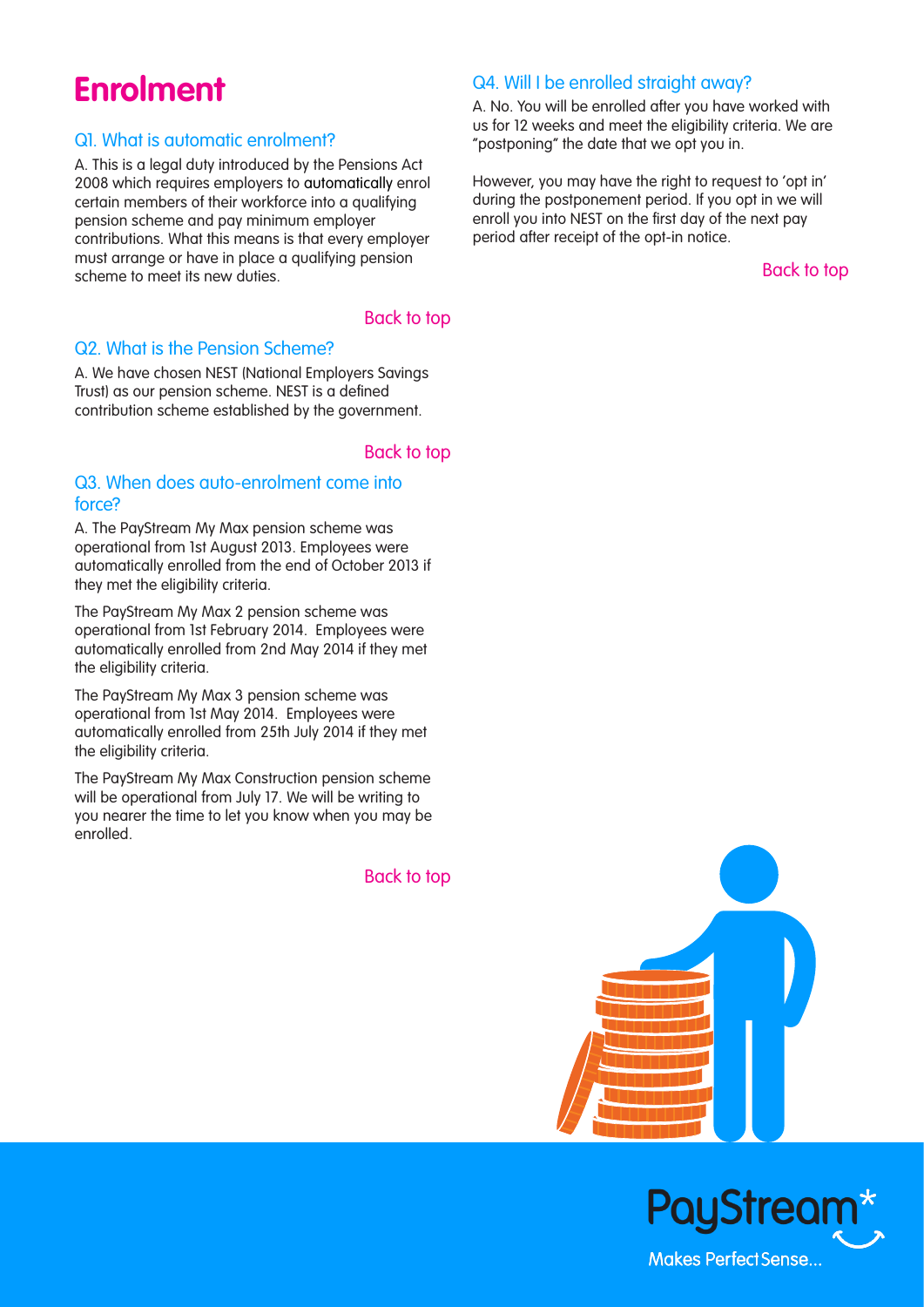# Enrolment

### Q1. What is automatic enrolment?

A. This is a legal duty introduced by the Pensions Act 2008 which requires employers to automatically enrol certain members of their workforce into a qualifying pension scheme and pay minimum employer contributions. What this means is that every employer must arrange or have in place a qualifying pension scheme to meet its new duties.

Back to top

### Q2. What is the Pension Scheme?

A. We have chosen NEST (National Employers Savings Trust) as our pension scheme. NEST is a defined contribution scheme established by the government.

Back to top

### Q3. When does auto-enrolment come into force?

A. The PayStream My Max pension scheme was operational from 1st August 2013. Employees were automatically enrolled from the end of October 2013 if they met the eligibility criteria.

The PayStream My Max 2 pension scheme was operational from 1st February 2014. Employees were automatically enrolled from 2nd May 2014 if they met the eligibility criteria.

The PayStream My Max 3 pension scheme was operational from 1st May 2014. Employees were automatically enrolled from 25th July 2014 if they met the eligibility criteria.

The PayStream My Max Construction pension scheme will be operational from July 17. We will be writing to you nearer the time to let you know when you may be enrolled.

Back to top

### Q4. Will I be enrolled straight away?

A. No. You will be enrolled after you have worked with us for 12 weeks and meet the eligibility criteria. We are "postponing" the date that we opt you in.

However, you may have the right to request to 'opt in' during the postponement period. If you opt in we will enroll you into NEST on the first day of the next pay period after receipt of the opt-in notice.

Back to top

PayStream*

Makes Perfect Sense...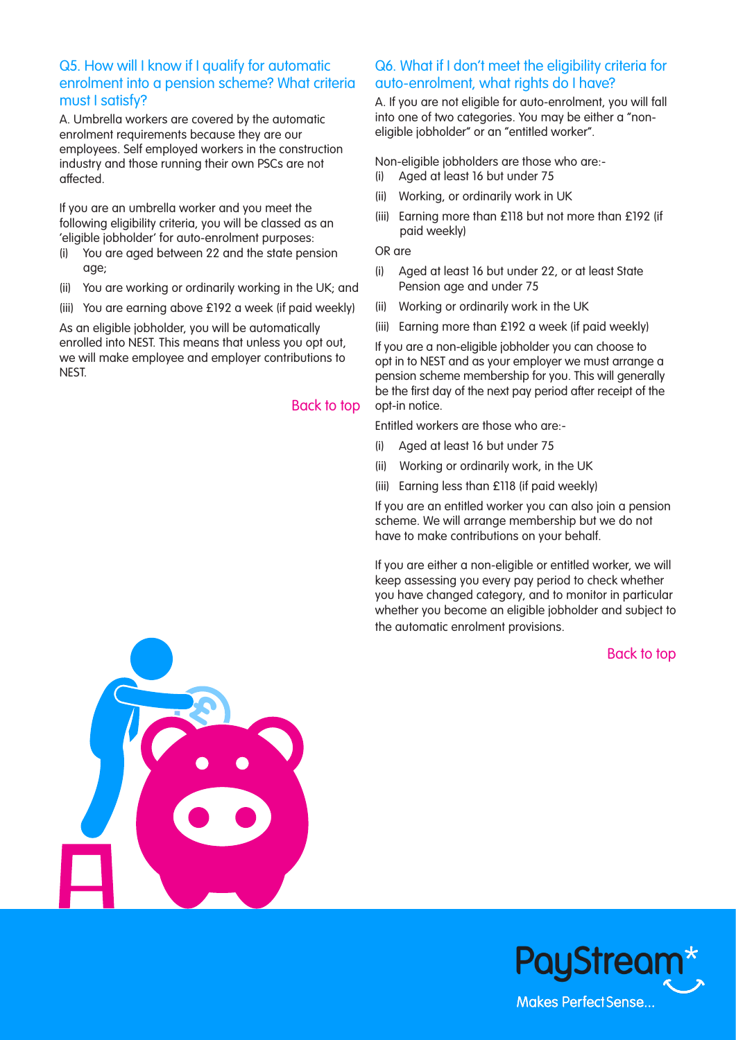## Q5. How will I know if I qualify for automatic enrolment into a pension scheme? What criteria must I satisfy?

A. Umbrella workers are covered by the automatic enrolment requirements because they are our employees. Self employed workers in the construction industry and those running their own PSCs are not affected.

If you are an umbrella worker and you meet the following eligibility criteria, you will be classed as an 'eligible jobholder' for auto-enrolment purposes:

(i) You are aged between 22 and the state pension age;

(ii) You are working or ordinarily working in the UK; and

(iii) You are earning above £192 a week (if paid weekly)

As an eligible jobholder, you will be automatically enrolled into NEST. This means that unless you opt out, we will make employee and employer contributions to NEST.

Back to top

## Q6. What if I don't meet the eligibility criteria for auto-enrolment, what rights do I have?

A. If you are not eligible for auto-enrolment, you will fall into one of two categories. You may be either a "non-eligible jobholder" or an "entitled worker".

Non-eligible jobholders are those who are:-

(i) Aged at least 16 but under 75

(ii) Working, or ordinarily work in UK

(iii) Earning more than £118 but not more than £192 (if paid weekly)

OR are

(i) Aged at least 16 but under 22, or at least State Pension age and under 75

(ii) Working or ordinarily work in the UK

(iii) Earning more than £192 a week (if paid weekly)

If you are a non-eligible jobholder you can choose to opt in to NEST and as your employer we must arrange a pension scheme membership for you. This will generally be the first day of the next pay period after receipt of the opt-in notice.

Entitled workers are those who are:-

(i) Aged at least 16 but under 75

(ii) Working or ordinarily work, in the UK

(iii) Earning less than £118 (if paid weekly)

If you are an entitled worker you can also join a pension scheme. We will arrange membership but we do not have to make contributions on your behalf.

If you are either a non-eligible or entitled worker, we will keep assessing you every pay period to check whether you have changed category, and to monitor in particular whether you become an eligible jobholder and subject to the automatic enrolment provisions.

Back to top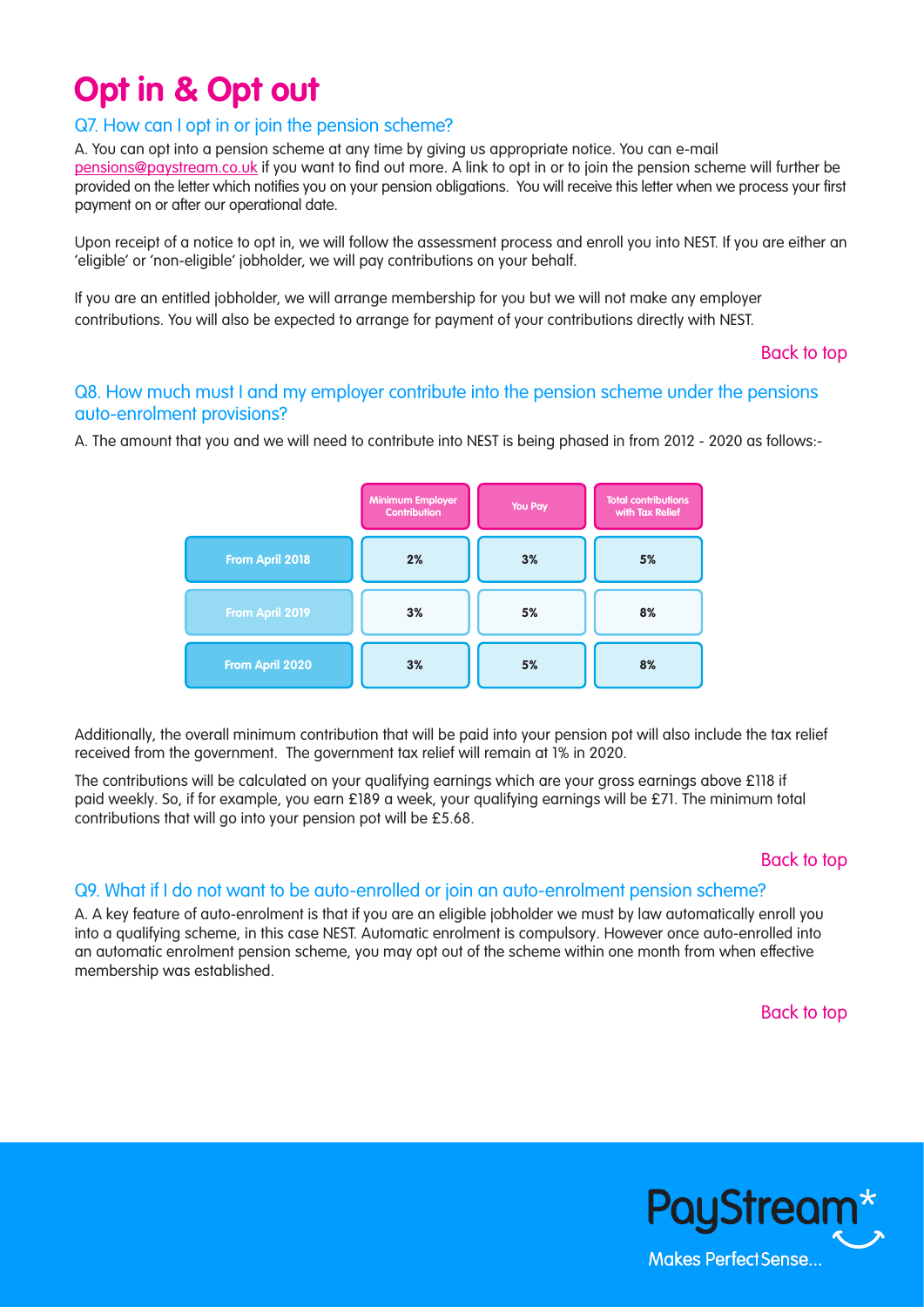# Opt in & Opt out

## Q7. How can I opt in or join the pension scheme?

A. You can opt into a pension scheme at any time by giving us appropriate notice. You can e-mail pensions@paystream.co.uk if you want to find out more. A link to opt in or to join the pension scheme will further be provided on the letter which notifies you on your pension obligations. You will receive this letter when we process your first payment on or after our operational date.

Upon receipt of a notice to opt in, we will follow the assessment process and enroll you into NEST. If you are either an 'eligible' or 'non-eligible' jobholder, we will pay contributions on your behalf.

If you are an entitled jobholder, we will arrange membership for you but we will not make any employer contributions. You will also be expected to arrange for payment of your contributions directly with NEST.

Back to top

## Q8. How much must I and my employer contribute into the pension scheme under the pensions auto-enrolment provisions?

A. The amount that you and we will need to contribute into NEST is being phased in from 2012 - 2020 as follows:-

| | Minimum Employer Contribution | You Pay | Total contributions with Tax Relief |
|---|---|---|---|
| From April 2018 | 2% | 3% | 5% |
| From April 2019 | 3% | 5% | 8% |
| From April 2020 | 3% | 5% | 8% |

Additionally, the overall minimum contribution that will be paid into your pension pot will also include the tax relief received from the government. The government tax relief will remain at 1% in 2020.

The contributions will be calculated on your qualifying earnings which are your gross earnings above £118 if paid weekly. So, if for example, you earn £189 a week, your qualifying earnings will be £71. The minimum total contributions that will go into your pension pot will be £5.68.

Back to top

## Q9. What if I do not want to be auto-enrolled or join an auto-enrolment pension scheme?

A. A key feature of auto-enrolment is that if you are an eligible jobholder we must by law automatically enroll you into a qualifying scheme, in this case NEST. Automatic enrolment is compulsory. However once auto-enrolled into an automatic enrolment pension scheme, you may opt out of the scheme within one month from when effective membership was established.

Back to top

PayStream*

Makes Perfect Sense...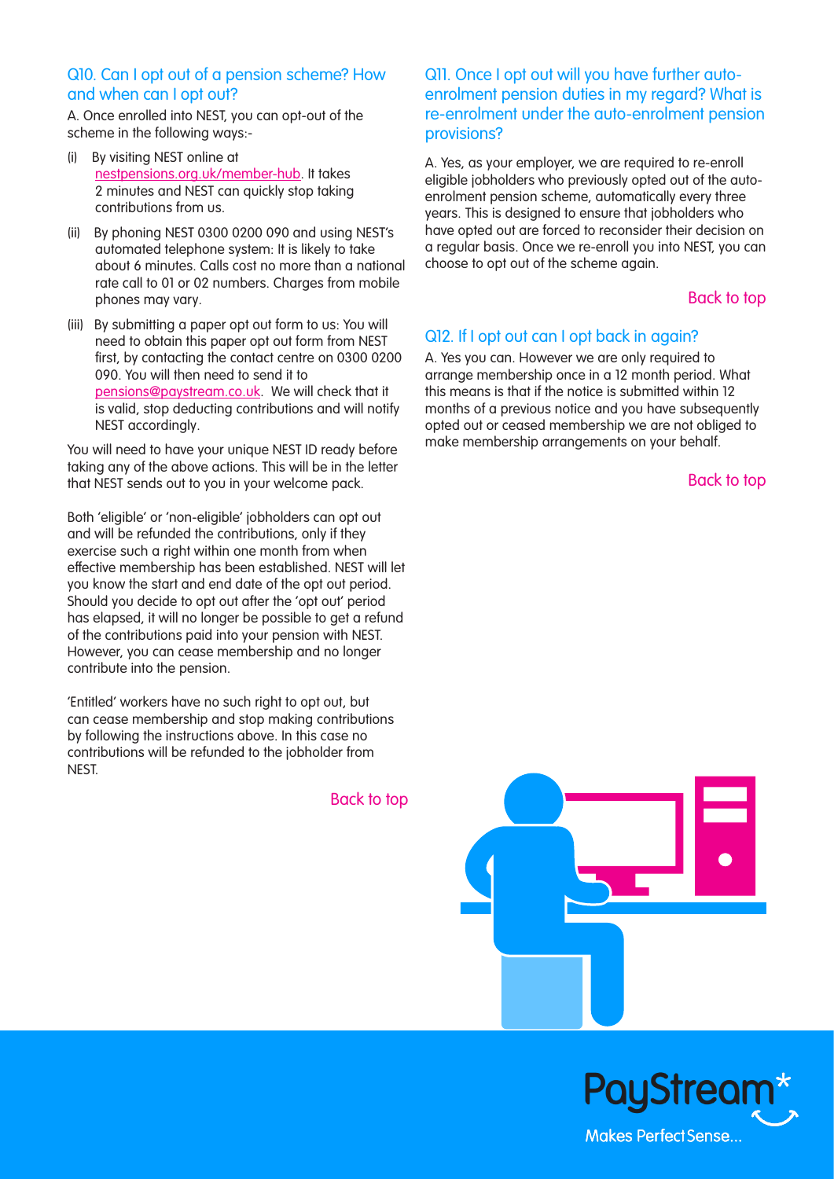## Q10. Can I opt out of a pension scheme? How and when can I opt out?

A. Once enrolled into NEST, you can opt-out of the scheme in the following ways:-

(i) By visiting NEST online at [nestpensions.org.uk/member-hub](nestpensions.org.uk/member-hub). It takes 2 minutes and NEST can quickly stop taking contributions from us.

(ii) By phoning NEST 0300 0200 090 and using NEST's automated telephone system: It is likely to take about 6 minutes. Calls cost no more than a national rate call to 01 or 02 numbers. Charges from mobile phones may vary.

(iii) By submitting a paper opt out form to us: You will need to obtain this paper opt out form from NEST first, by contacting the contact centre on 0300 0200 090. You will then need to send it to [pensions@paystream.co.uk](mailto:pensions@paystream.co.uk). We will check that it is valid, stop deducting contributions and will notify NEST accordingly.

You will need to have your unique NEST ID ready before taking any of the above actions. This will be in the letter that NEST sends out to you in your welcome pack.

Both 'eligible' or 'non-eligible' jobholders can opt out and will be refunded the contributions, only if they exercise such a right within one month from when effective membership has been established. NEST will let you know the start and end date of the opt out period. Should you decide to opt out after the 'opt out' period has elapsed, it will no longer be possible to get a refund of the contributions paid into your pension with NEST. However, you can cease membership and no longer contribute into the pension.

'Entitled' workers have no such right to opt out, but can cease membership and stop making contributions by following the instructions above. In this case no contributions will be refunded to the jobholder from NEST.

Back to top

## Q11. Once I opt out will you have further auto-enrolment pension duties in my regard? What is re-enrolment under the auto-enrolment pension provisions?

A. Yes, as your employer, we are required to re-enroll eligible jobholders who previously opted out of the auto-enrolment pension scheme, automatically every three years. This is designed to ensure that jobholders who have opted out are forced to reconsider their decision on a regular basis. Once we re-enroll you into NEST, you can choose to opt out of the scheme again.

Back to top

## Q12. If I opt out can I opt back in again?

A. Yes you can. However we are only required to arrange membership once in a 12 month period. What this means is that if the notice is submitted within 12 months of a previous notice and you have subsequently opted out or ceased membership we are not obliged to make membership arrangements on your behalf.

Back to top

PayStream*

Makes Perfect Sense...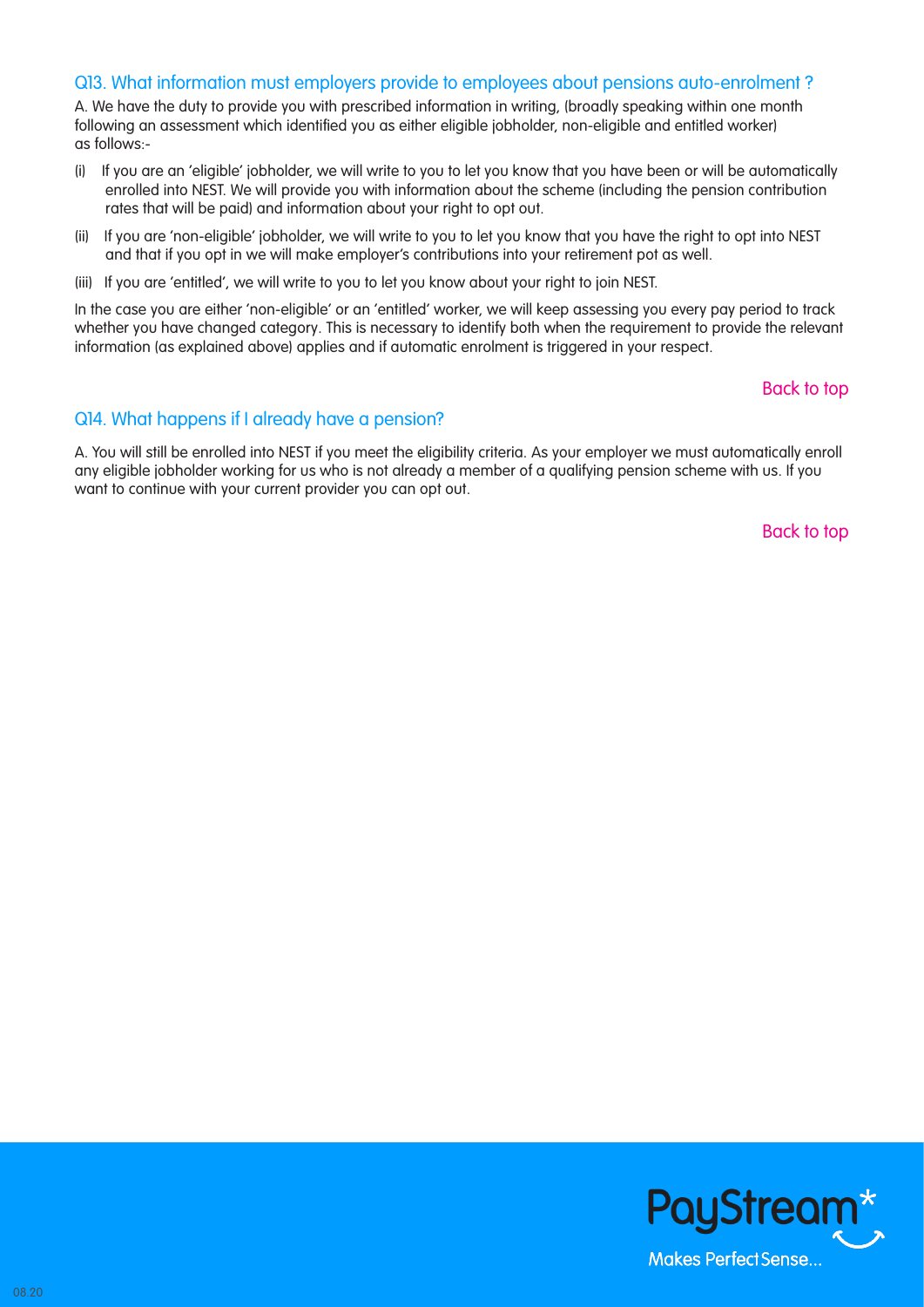## Q13. What information must employers provide to employees about pensions auto-enrolment ?

A. We have the duty to provide you with prescribed information in writing, (broadly speaking within one month following an assessment which identified you as either eligible jobholder, non-eligible and entitled worker) as follows:-

(i) If you are an 'eligible' jobholder, we will write to you to let you know that you have been or will be automatically enrolled into NEST. We will provide you with information about the scheme (including the pension contribution rates that will be paid) and information about your right to opt out.

(ii) If you are 'non-eligible' jobholder, we will write to you to let you know that you have the right to opt into NEST and that if you opt in we will make employer's contributions into your retirement pot as well.

(iii) If you are 'entitled', we will write to you to let you know about your right to join NEST.

In the case you are either 'non-eligible' or an 'entitled' worker, we will keep assessing you every pay period to track whether you have changed category. This is necessary to identify both when the requirement to provide the relevant information (as explained above) applies and if automatic enrolment is triggered in your respect.

Back to top

## Q14. What happens if I already have a pension?

A. You will still be enrolled into NEST if you meet the eligibility criteria. As your employer we must automatically enroll any eligible jobholder working for us who is not already a member of a qualifying pension scheme with us. If you want to continue with your current provider you can opt out.

Back to top

PayStream*

Makes Perfect Sense...

08.20